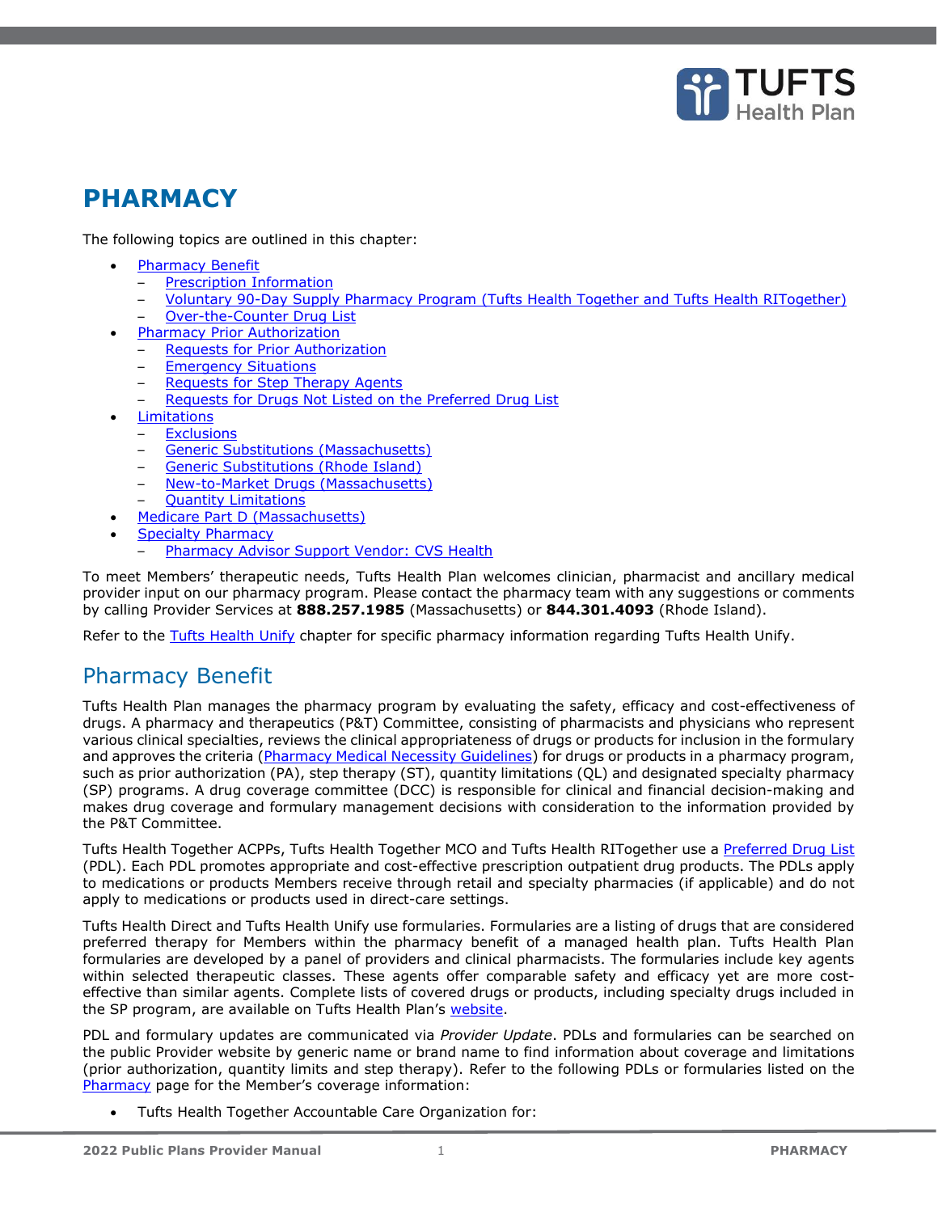# PHARMACY

The following topics are outlined in this chapter:

- Pharmacy Benefit
  - Prescription Information
  - Voluntary 90-Day Supply Pharmacy Program (Tufts Health Together and Tufts Health RITogether)
  - Over-the-Counter Drug List
- Pharmacy Prior Authorization
  - Requests for Prior Authorization
  - Emergency Situations
  - Requests for Step Therapy Agents
  - Requests for Drugs Not Listed on the Preferred Drug List
- Limitations
  - Exclusions
  - Generic Substitutions (Massachusetts)
  - Generic Substitutions (Rhode Island)
  - New-to-Market Drugs (Massachusetts)
  - Quantity Limitations
- Medicare Part D (Massachusetts)
- Specialty Pharmacy
  - Pharmacy Advisor Support Vendor: CVS Health

To meet Members' therapeutic needs, Tufts Health Plan welcomes clinician, pharmacist and ancillary medical provider input on our pharmacy program. Please contact the pharmacy team with any suggestions or comments by calling Provider Services at **888.257.1985** (Massachusetts) or **844.301.4093** (Rhode Island).

Refer to the Tufts Health Unify chapter for specific pharmacy information regarding Tufts Health Unify.

## Pharmacy Benefit

Tufts Health Plan manages the pharmacy program by evaluating the safety, efficacy and cost-effectiveness of drugs. A pharmacy and therapeutics (P&T) Committee, consisting of pharmacists and physicians who represent various clinical specialties, reviews the clinical appropriateness of drugs or products for inclusion in the formulary and approves the criteria (Pharmacy Medical Necessity Guidelines) for drugs or products in a pharmacy program, such as prior authorization (PA), step therapy (ST), quantity limitations (QL) and designated specialty pharmacy (SP) programs. A drug coverage committee (DCC) is responsible for clinical and financial decision-making and makes drug coverage and formulary management decisions with consideration to the information provided by the P&T Committee.

Tufts Health Together ACPPs, Tufts Health Together MCO and Tufts Health RITogether use a Preferred Drug List (PDL). Each PDL promotes appropriate and cost-effective prescription outpatient drug products. The PDLs apply to medications or products Members receive through retail and specialty pharmacies (if applicable) and do not apply to medications or products used in direct-care settings.

Tufts Health Direct and Tufts Health Unify use formularies. Formularies are a listing of drugs that are considered preferred therapy for Members within the pharmacy benefit of a managed health plan. Tufts Health Plan formularies are developed by a panel of providers and clinical pharmacists. The formularies include key agents within selected therapeutic classes. These agents offer comparable safety and efficacy yet are more cost-effective than similar agents. Complete lists of covered drugs or products, including specialty drugs included in the SP program, are available on Tufts Health Plan's website.

PDL and formulary updates are communicated via *Provider Update*. PDLs and formularies can be searched on the public Provider website by generic name or brand name to find information about coverage and limitations (prior authorization, quantity limits and step therapy). Refer to the following PDLs or formularies listed on the Pharmacy page for the Member's coverage information:

- Tufts Health Together Accountable Care Organization for: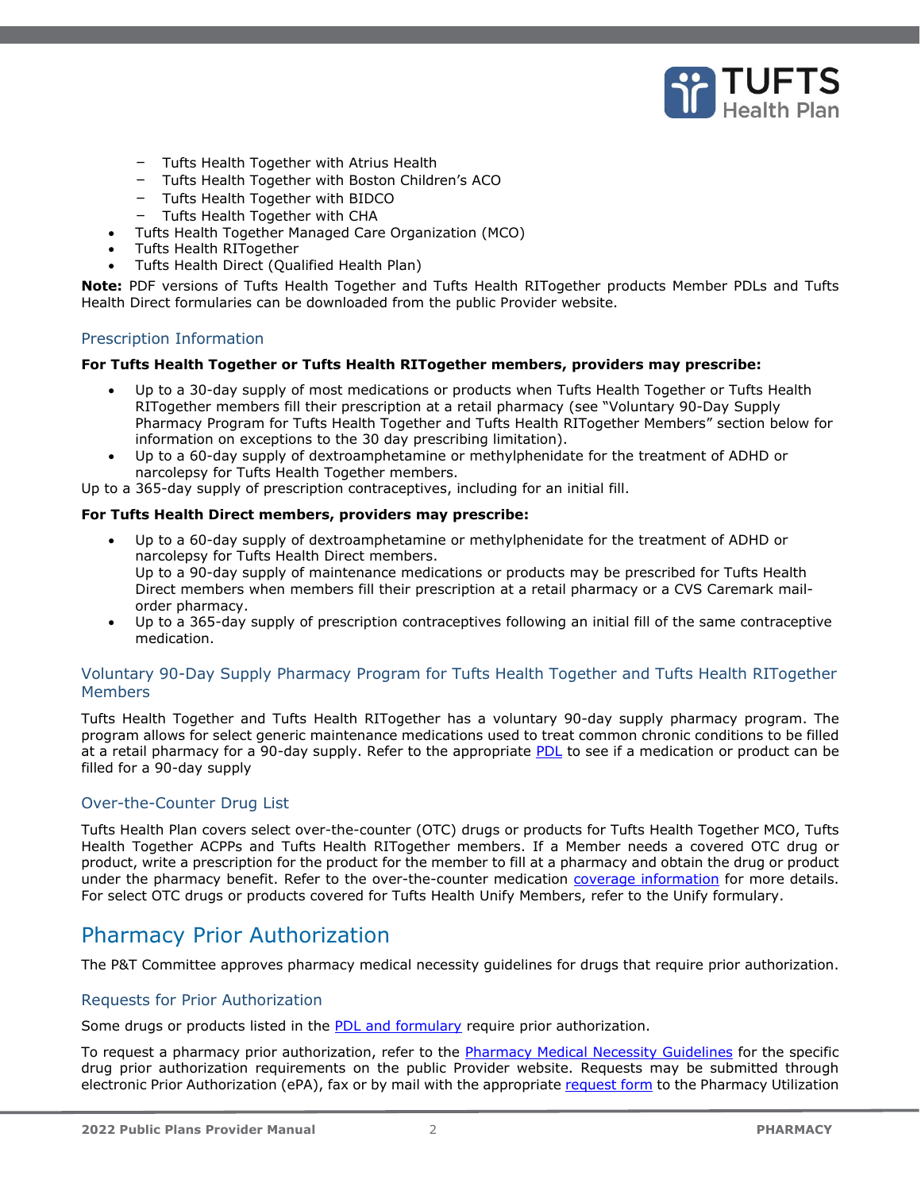- Tufts Health Together with Atrius Health
    - Tufts Health Together with Boston Children's ACO
    - Tufts Health Together with BIDCO
    - Tufts Health Together with CHA
- Tufts Health Together Managed Care Organization (MCO)
- Tufts Health RITogether
- Tufts Health Direct (Qualified Health Plan)

**Note:** PDF versions of Tufts Health Together and Tufts Health RITogether products Member PDLs and Tufts Health Direct formularies can be downloaded from the public Provider website.

### Prescription Information

**For Tufts Health Together or Tufts Health RITogether members, providers may prescribe:**

- Up to a 30-day supply of most medications or products when Tufts Health Together or Tufts Health RITogether members fill their prescription at a retail pharmacy (see "Voluntary 90-Day Supply Pharmacy Program for Tufts Health Together and Tufts Health RITogether Members" section below for information on exceptions to the 30 day prescribing limitation).
- Up to a 60-day supply of dextroamphetamine or methylphenidate for the treatment of ADHD or narcolepsy for Tufts Health Together members.

Up to a 365-day supply of prescription contraceptives, including for an initial fill.

**For Tufts Health Direct members, providers may prescribe:**

- Up to a 60-day supply of dextroamphetamine or methylphenidate for the treatment of ADHD or narcolepsy for Tufts Health Direct members.
  Up to a 90-day supply of maintenance medications or products may be prescribed for Tufts Health Direct members when members fill their prescription at a retail pharmacy or a CVS Caremark mail-order pharmacy.
- Up to a 365-day supply of prescription contraceptives following an initial fill of the same contraceptive medication.

### Voluntary 90-Day Supply Pharmacy Program for Tufts Health Together and Tufts Health RITogether Members

Tufts Health Together and Tufts Health RITogether has a voluntary 90-day supply pharmacy program. The program allows for select generic maintenance medications used to treat common chronic conditions to be filled at a retail pharmacy for a 90-day supply. Refer to the appropriate PDL to see if a medication or product can be filled for a 90-day supply

### Over-the-Counter Drug List

Tufts Health Plan covers select over-the-counter (OTC) drugs or products for Tufts Health Together MCO, Tufts Health Together ACPPs and Tufts Health RITogether members. If a Member needs a covered OTC drug or product, write a prescription for the product for the member to fill at a pharmacy and obtain the drug or product under the pharmacy benefit. Refer to the over-the-counter medication coverage information for more details. For select OTC drugs or products covered for Tufts Health Unify Members, refer to the Unify formulary.

## Pharmacy Prior Authorization

The P&T Committee approves pharmacy medical necessity guidelines for drugs that require prior authorization.

### Requests for Prior Authorization

Some drugs or products listed in the PDL and formulary require prior authorization.

To request a pharmacy prior authorization, refer to the Pharmacy Medical Necessity Guidelines for the specific drug prior authorization requirements on the public Provider website. Requests may be submitted through electronic Prior Authorization (ePA), fax or by mail with the appropriate request form to the Pharmacy Utilization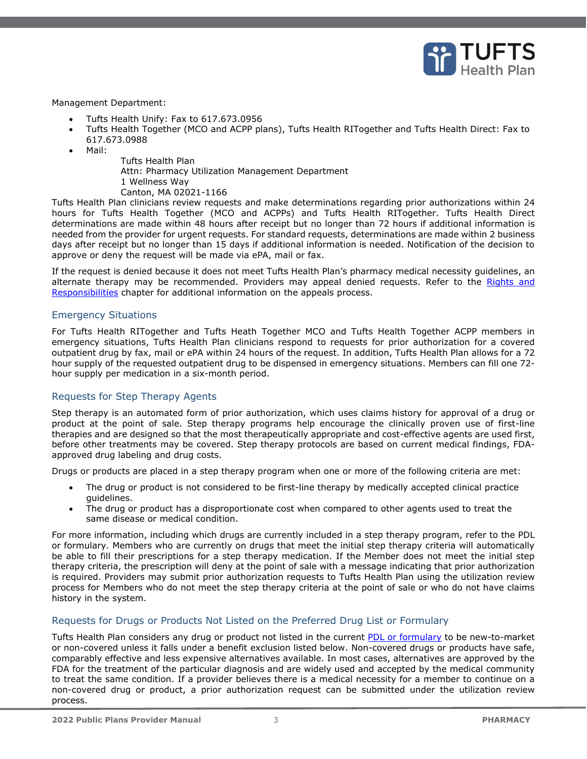Management Department:

- Tufts Health Unify: Fax to 617.673.0956
- Tufts Health Together (MCO and ACPP plans), Tufts Health RITogether and Tufts Health Direct: Fax to 617.673.0988
- Mail:

  Tufts Health Plan
  Attn: Pharmacy Utilization Management Department
  1 Wellness Way
  Canton, MA 02021-1166

Tufts Health Plan clinicians review requests and make determinations regarding prior authorizations within 24 hours for Tufts Health Together (MCO and ACPPs) and Tufts Health RITogether. Tufts Health Direct determinations are made within 48 hours after receipt but no longer than 72 hours if additional information is needed from the provider for urgent requests. For standard requests, determinations are made within 2 business days after receipt but no longer than 15 days if additional information is needed. Notification of the decision to approve or deny the request will be made via ePA, mail or fax.

If the request is denied because it does not meet Tufts Health Plan's pharmacy medical necessity guidelines, an alternate therapy may be recommended. Providers may appeal denied requests. Refer to the Rights and Responsibilities chapter for additional information on the appeals process.

### Emergency Situations

For Tufts Health RITogether and Tufts Heath Together MCO and Tufts Health Together ACPP members in emergency situations, Tufts Health Plan clinicians respond to requests for prior authorization for a covered outpatient drug by fax, mail or ePA within 24 hours of the request. In addition, Tufts Health Plan allows for a 72 hour supply of the requested outpatient drug to be dispensed in emergency situations. Members can fill one 72-hour supply per medication in a six-month period.

### Requests for Step Therapy Agents

Step therapy is an automated form of prior authorization, which uses claims history for approval of a drug or product at the point of sale. Step therapy programs help encourage the clinically proven use of first-line therapies and are designed so that the most therapeutically appropriate and cost-effective agents are used first, before other treatments may be covered. Step therapy protocols are based on current medical findings, FDA-approved drug labeling and drug costs.

Drugs or products are placed in a step therapy program when one or more of the following criteria are met:

- The drug or product is not considered to be first-line therapy by medically accepted clinical practice guidelines.
- The drug or product has a disproportionate cost when compared to other agents used to treat the same disease or medical condition.

For more information, including which drugs are currently included in a step therapy program, refer to the PDL or formulary. Members who are currently on drugs that meet the initial step therapy criteria will automatically be able to fill their prescriptions for a step therapy medication. If the Member does not meet the initial step therapy criteria, the prescription will deny at the point of sale with a message indicating that prior authorization is required. Providers may submit prior authorization requests to Tufts Health Plan using the utilization review process for Members who do not meet the step therapy criteria at the point of sale or who do not have claims history in the system.

### Requests for Drugs or Products Not Listed on the Preferred Drug List or Formulary

Tufts Health Plan considers any drug or product not listed in the current PDL or formulary to be new-to-market or non-covered unless it falls under a benefit exclusion listed below. Non-covered drugs or products have safe, comparably effective and less expensive alternatives available. In most cases, alternatives are approved by the FDA for the treatment of the particular diagnosis and are widely used and accepted by the medical community to treat the same condition. If a provider believes there is a medical necessity for a member to continue on a non-covered drug or product, a prior authorization request can be submitted under the utilization review process.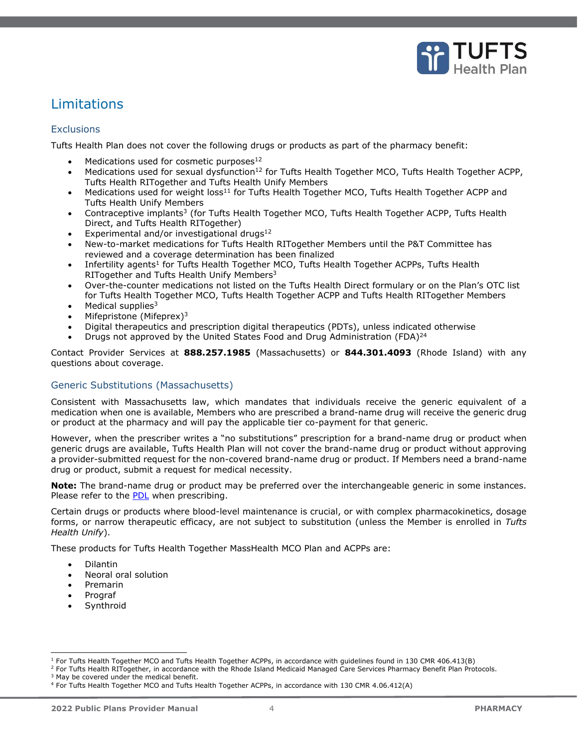## Limitations

### Exclusions

Tufts Health Plan does not cover the following drugs or products as part of the pharmacy benefit:

- Medications used for cosmetic purposes[12]
- Medications used for sexual dysfunction[12] for Tufts Health Together MCO, Tufts Health Together ACPP, Tufts Health RITogether and Tufts Health Unify Members
- Medications used for weight loss[11] for Tufts Health Together MCO, Tufts Health Together ACPP and Tufts Health Unify Members
- Contraceptive implants[3] (for Tufts Health Together MCO, Tufts Health Together ACPP, Tufts Health Direct, and Tufts Health RITogether)
- Experimental and/or investigational drugs[12]
- New-to-market medications for Tufts Health RITogether Members until the P&T Committee has reviewed and a coverage determination has been finalized
- Infertility agents[1] for Tufts Health Together MCO, Tufts Health Together ACPPs, Tufts Health RITogether and Tufts Health Unify Members[3]
- Over-the-counter medications not listed on the Tufts Health Direct formulary or on the Plan's OTC list for Tufts Health Together MCO, Tufts Health Together ACPP and Tufts Health RITogether Members
- Medical supplies[3]
- Mifepristone (Mifeprex)[3]
- Digital therapeutics and prescription digital therapeutics (PDTs), unless indicated otherwise
- Drugs not approved by the United States Food and Drug Administration (FDA)[24]

Contact Provider Services at **888.257.1985** (Massachusetts) or **844.301.4093** (Rhode Island) with any questions about coverage.

### Generic Substitutions (Massachusetts)

Consistent with Massachusetts law, which mandates that individuals receive the generic equivalent of a medication when one is available, Members who are prescribed a brand-name drug will receive the generic drug or product at the pharmacy and will pay the applicable tier co-payment for that generic.

However, when the prescriber writes a "no substitutions" prescription for a brand-name drug or product when generic drugs are available, Tufts Health Plan will not cover the brand-name drug or product without approving a provider-submitted request for the non-covered brand-name drug or product. If Members need a brand-name drug or product, submit a request for medical necessity.

**Note:** The brand-name drug or product may be preferred over the interchangeable generic in some instances. Please refer to the PDL when prescribing.

Certain drugs or products where blood-level maintenance is crucial, or with complex pharmacokinetics, dosage forms, or narrow therapeutic efficacy, are not subject to substitution (unless the Member is enrolled in *Tufts Health Unify*).

These products for Tufts Health Together MassHealth MCO Plan and ACPPs are:

- Dilantin
- Neoral oral solution
- Premarin
- Prograf
- Synthroid

---

[1] For Tufts Health Together MCO and Tufts Health Together ACPPs, in accordance with guidelines found in 130 CMR 406.413(B)

[2] For Tufts Health RITogether, in accordance with the Rhode Island Medicaid Managed Care Services Pharmacy Benefit Plan Protocols.

[3] May be covered under the medical benefit.

[4] For Tufts Health Together MCO and Tufts Health Together ACPPs, in accordance with 130 CMR 4.06.412(A)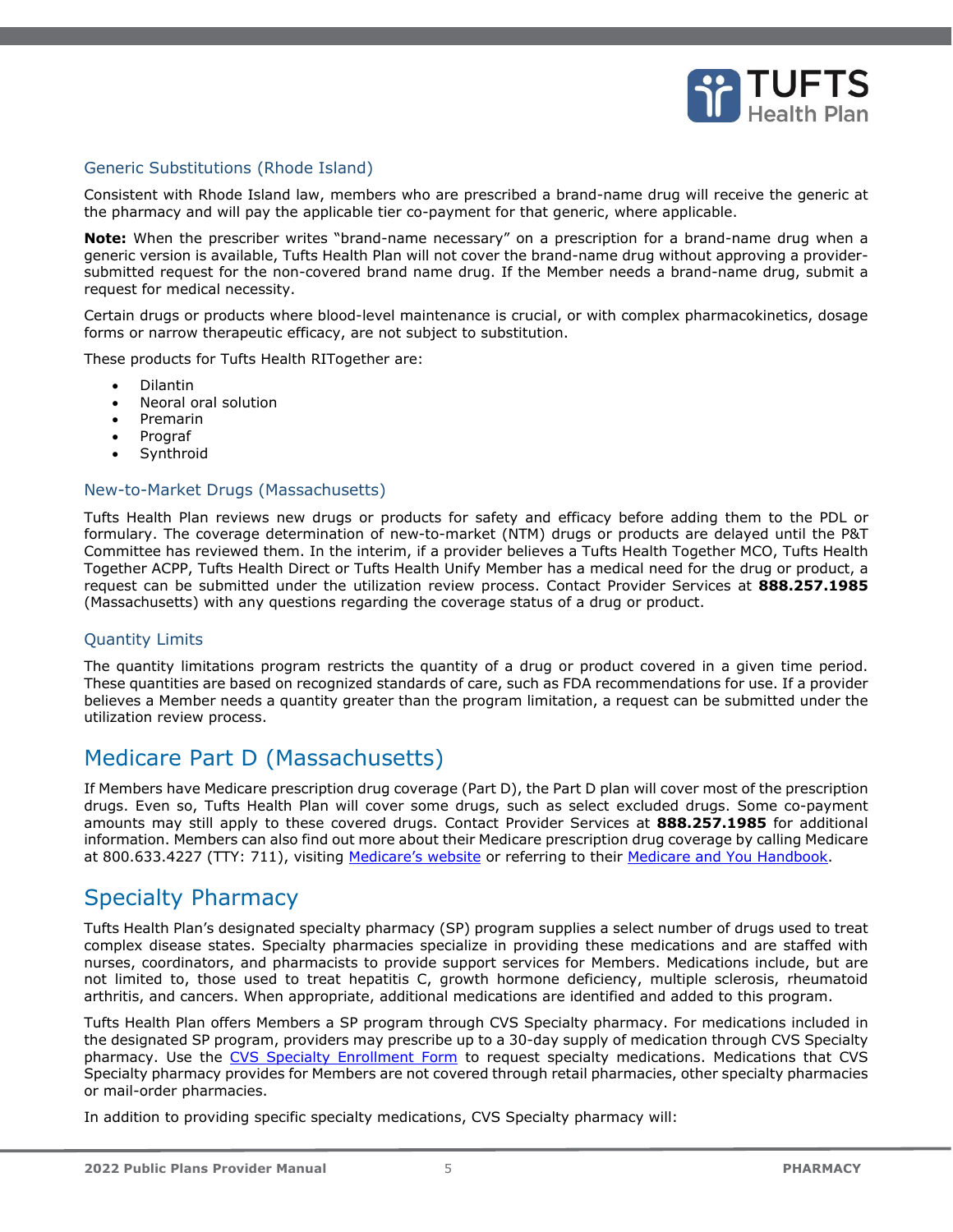### Generic Substitutions (Rhode Island)

Consistent with Rhode Island law, members who are prescribed a brand-name drug will receive the generic at the pharmacy and will pay the applicable tier co-payment for that generic, where applicable.

**Note:** When the prescriber writes "brand-name necessary" on a prescription for a brand-name drug when a generic version is available, Tufts Health Plan will not cover the brand-name drug without approving a provider-submitted request for the non-covered brand name drug. If the Member needs a brand-name drug, submit a request for medical necessity.

Certain drugs or products where blood-level maintenance is crucial, or with complex pharmacokinetics, dosage forms or narrow therapeutic efficacy, are not subject to substitution.

These products for Tufts Health RITogether are:

- Dilantin
- Neoral oral solution
- Premarin
- Prograf
- Synthroid

### New-to-Market Drugs (Massachusetts)

Tufts Health Plan reviews new drugs or products for safety and efficacy before adding them to the PDL or formulary. The coverage determination of new-to-market (NTM) drugs or products are delayed until the P&T Committee has reviewed them. In the interim, if a provider believes a Tufts Health Together MCO, Tufts Health Together ACPP, Tufts Health Direct or Tufts Health Unify Member has a medical need for the drug or product, a request can be submitted under the utilization review process. Contact Provider Services at **888.257.1985** (Massachusetts) with any questions regarding the coverage status of a drug or product.

### Quantity Limits

The quantity limitations program restricts the quantity of a drug or product covered in a given time period. These quantities are based on recognized standards of care, such as FDA recommendations for use. If a provider believes a Member needs a quantity greater than the program limitation, a request can be submitted under the utilization review process.

## Medicare Part D (Massachusetts)

If Members have Medicare prescription drug coverage (Part D), the Part D plan will cover most of the prescription drugs. Even so, Tufts Health Plan will cover some drugs, such as select excluded drugs. Some co-payment amounts may still apply to these covered drugs. Contact Provider Services at **888.257.1985** for additional information. Members can also find out more about their Medicare prescription drug coverage by calling Medicare at 800.633.4227 (TTY: 711), visiting Medicare's website or referring to their Medicare and You Handbook.

## Specialty Pharmacy

Tufts Health Plan's designated specialty pharmacy (SP) program supplies a select number of drugs used to treat complex disease states. Specialty pharmacies specialize in providing these medications and are staffed with nurses, coordinators, and pharmacists to provide support services for Members. Medications include, but are not limited to, those used to treat hepatitis C, growth hormone deficiency, multiple sclerosis, rheumatoid arthritis, and cancers. When appropriate, additional medications are identified and added to this program.

Tufts Health Plan offers Members a SP program through CVS Specialty pharmacy. For medications included in the designated SP program, providers may prescribe up to a 30-day supply of medication through CVS Specialty pharmacy. Use the CVS Specialty Enrollment Form to request specialty medications. Medications that CVS Specialty pharmacy provides for Members are not covered through retail pharmacies, other specialty pharmacies or mail-order pharmacies.

In addition to providing specific specialty medications, CVS Specialty pharmacy will: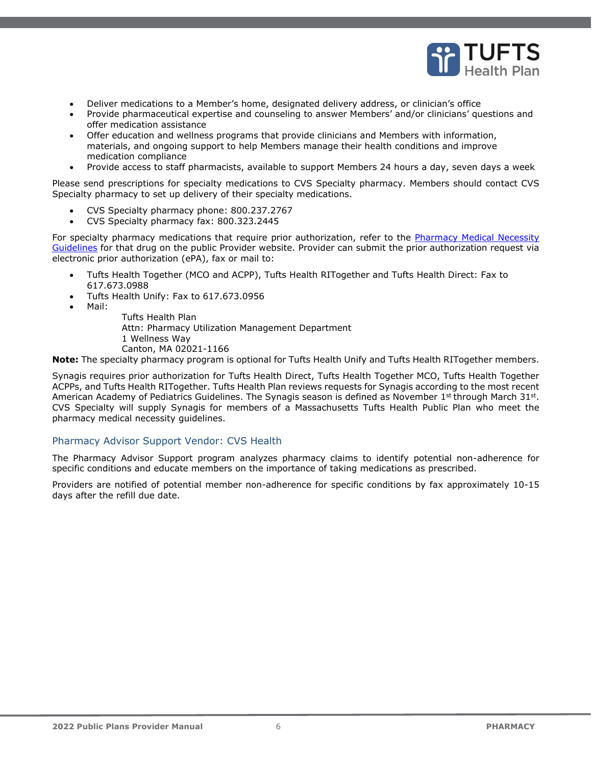- Deliver medications to a Member's home, designated delivery address, or clinician's office
- Provide pharmaceutical expertise and counseling to answer Members' and/or clinicians' questions and offer medication assistance
- Offer education and wellness programs that provide clinicians and Members with information, materials, and ongoing support to help Members manage their health conditions and improve medication compliance
- Provide access to staff pharmacists, available to support Members 24 hours a day, seven days a week

Please send prescriptions for specialty medications to CVS Specialty pharmacy. Members should contact CVS Specialty pharmacy to set up delivery of their specialty medications.

- CVS Specialty pharmacy phone: 800.237.2767
- CVS Specialty pharmacy fax: 800.323.2445

For specialty pharmacy medications that require prior authorization, refer to the Pharmacy Medical Necessity Guidelines for that drug on the public Provider website. Provider can submit the prior authorization request via electronic prior authorization (ePA), fax or mail to:

- Tufts Health Together (MCO and ACPP), Tufts Health RITogether and Tufts Health Direct: Fax to 617.673.0988
- Tufts Health Unify: Fax to 617.673.0956
- Mail:

  Tufts Health Plan
  Attn: Pharmacy Utilization Management Department
  1 Wellness Way
  Canton, MA 02021-1166

**Note:** The specialty pharmacy program is optional for Tufts Health Unify and Tufts Health RITogether members.

Synagis requires prior authorization for Tufts Health Direct, Tufts Health Together MCO, Tufts Health Together ACPPs, and Tufts Health RITogether. Tufts Health Plan reviews requests for Synagis according to the most recent American Academy of Pediatrics Guidelines. The Synagis season is defined as November 1st through March 31st. CVS Specialty will supply Synagis for members of a Massachusetts Tufts Health Public Plan who meet the pharmacy medical necessity guidelines.

## Pharmacy Advisor Support Vendor: CVS Health

The Pharmacy Advisor Support program analyzes pharmacy claims to identify potential non-adherence for specific conditions and educate members on the importance of taking medications as prescribed.

Providers are notified of potential member non-adherence for specific conditions by fax approximately 10-15 days after the refill due date.